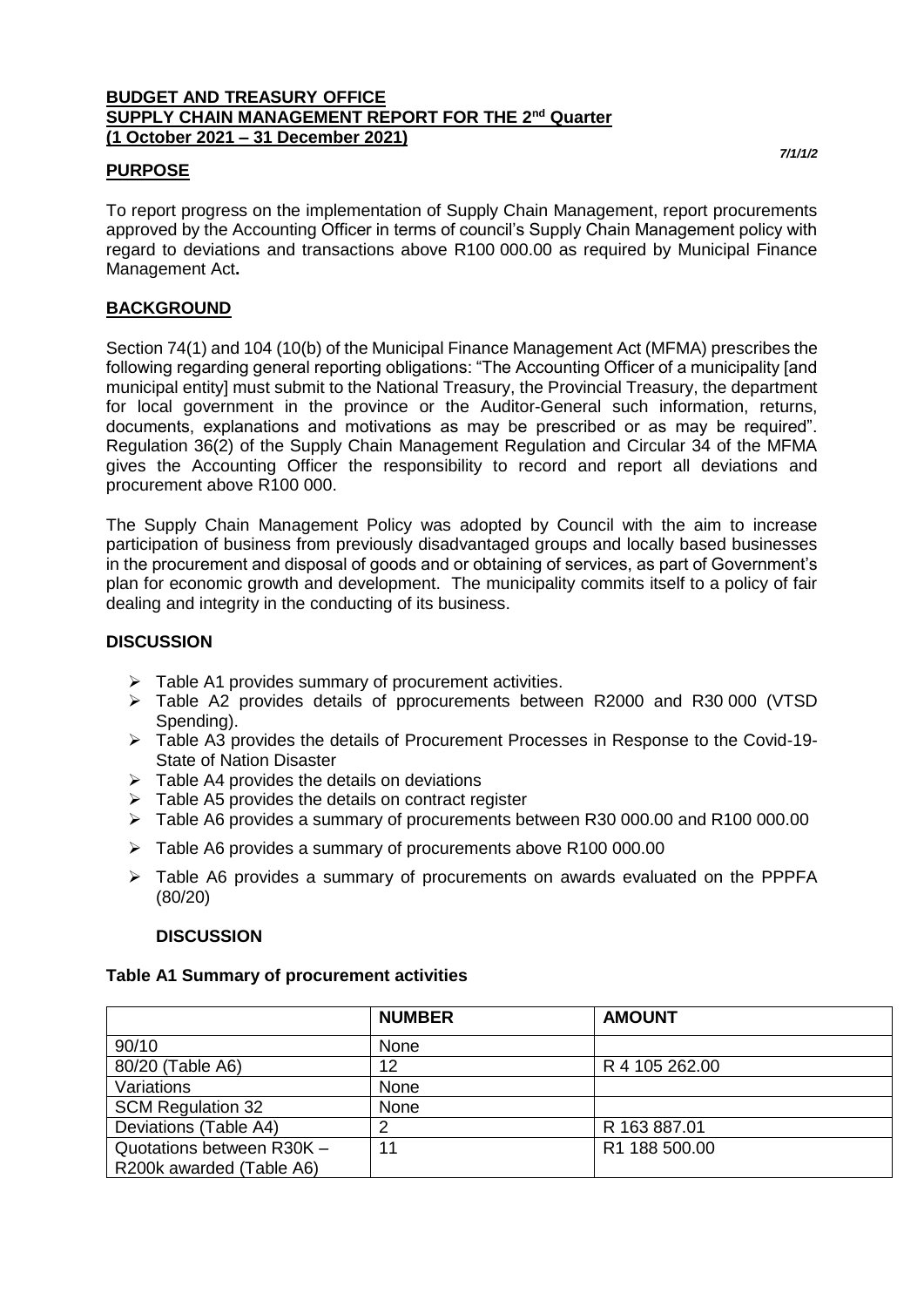**BUDGET AND TREASURY OFFICE**
**SUPPLY CHAIN MANAGEMENT REPORT FOR THE 2nd Quarter**
**(1 October 2021 – 31 December 2021)**

*7/1/1/2*

## PURPOSE

To report progress on the implementation of Supply Chain Management, report procurements approved by the Accounting Officer in terms of council's Supply Chain Management policy with regard to deviations and transactions above R100 000.00 as required by Municipal Finance Management Act**.**

## BACKGROUND

Section 74(1) and 104 (10(b) of the Municipal Finance Management Act (MFMA) prescribes the following regarding general reporting obligations: "The Accounting Officer of a municipality [and municipal entity] must submit to the National Treasury, the Provincial Treasury, the department for local government in the province or the Auditor-General such information, returns, documents, explanations and motivations as may be prescribed or as may be required". Regulation 36(2) of the Supply Chain Management Regulation and Circular 34 of the MFMA gives the Accounting Officer the responsibility to record and report all deviations and procurement above R100 000.

The Supply Chain Management Policy was adopted by Council with the aim to increase participation of business from previously disadvantaged groups and locally based businesses in the procurement and disposal of goods and or obtaining of services, as part of Government's plan for economic growth and development. The municipality commits itself to a policy of fair dealing and integrity in the conducting of its business.

## DISCUSSION

- Table A1 provides summary of procurement activities.
- Table A2 provides details of pprocurements between R2000 and R30 000 (VTSD Spending).
- Table A3 provides the details of Procurement Processes in Response to the Covid-19- State of Nation Disaster
- Table A4 provides the details on deviations
- Table A5 provides the details on contract register
- Table A6 provides a summary of procurements between R30 000.00 and R100 000.00
- Table A6 provides a summary of procurements above R100 000.00
- Table A6 provides a summary of procurements on awards evaluated on the PPPFA (80/20)

## DISCUSSION

### Table A1 Summary of procurement activities

| | NUMBER | AMOUNT |
|---|---|---|
| 90/10 | None | |
| 80/20 (Table A6) | 12 | R 4 105 262.00 |
| Variations | None | |
| SCM Regulation 32 | None | |
| Deviations (Table A4) | 2 | R 163 887.01 |
| Quotations between R30K – R200k awarded (Table A6) | 11 | R1 188 500.00 |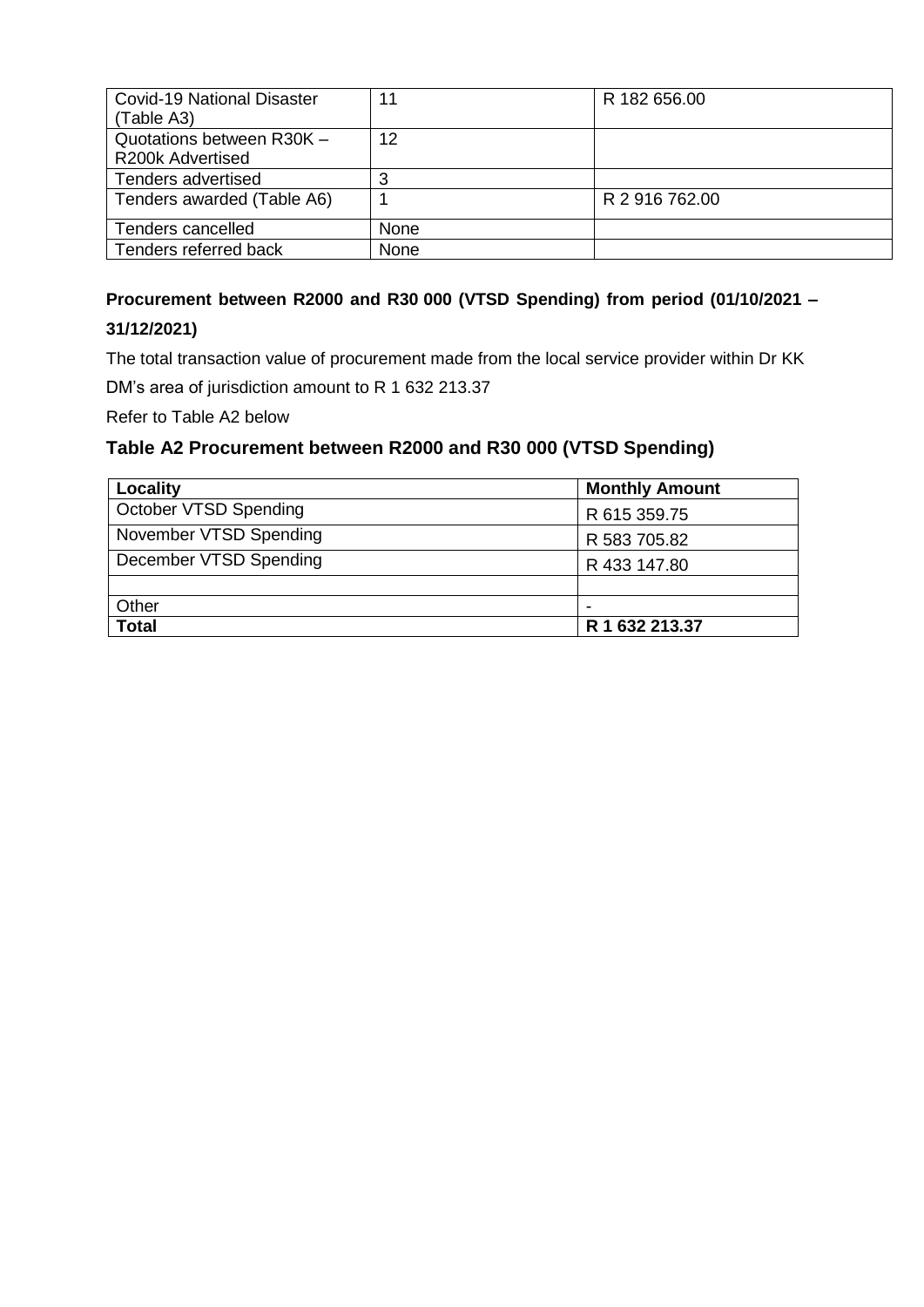| Covid-19 National Disaster (Table A3) | 11 | R 182 656.00 |
| --- | --- | --- |
| Quotations between R30K – R200k Advertised | 12 | |
| Tenders advertised | 3 | |
| Tenders awarded (Table A6) | 1 | R 2 916 762.00 |
| Tenders cancelled | None | |
| Tenders referred back | None | |

**Procurement between R2000 and R30 000 (VTSD Spending) from period (01/10/2021 – 31/12/2021)**

The total transaction value of procurement made from the local service provider within Dr KK DM's area of jurisdiction amount to R 1 632 213.37

Refer to Table A2 below

### Table A2 Procurement between R2000 and R30 000 (VTSD Spending)

| Locality | Monthly Amount |
| --- | --- |
| October VTSD Spending | R 615 359.75 |
| November VTSD Spending | R 583 705.82 |
| December VTSD Spending | R 433 147.80 |
| | |
| Other | - |
| **Total** | **R 1 632 213.37** |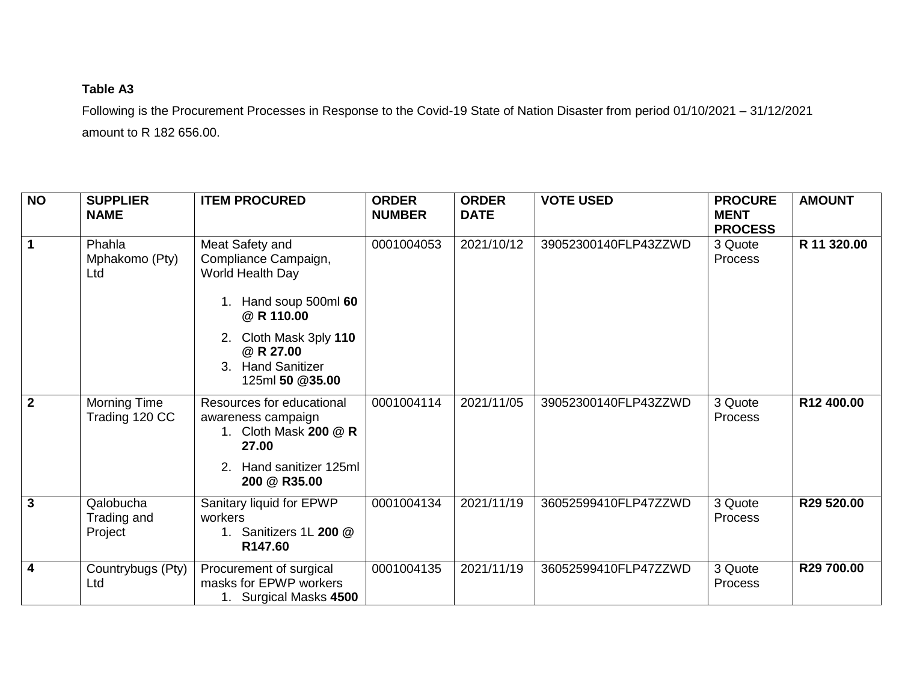**Table A3**

Following is the Procurement Processes in Response to the Covid-19 State of Nation Disaster from period 01/10/2021 – 31/12/2021 amount to R 182 656.00.

| NO | SUPPLIER NAME | ITEM PROCURED | ORDER NUMBER | ORDER DATE | VOTE USED | PROCUREMENT PROCESS | AMOUNT |
|---|---|---|---|---|---|---|---|
| **1** | Phahla Mphakomo (Pty) Ltd | Meat Safety and Compliance Campaign, World Health Day<br>1. Hand soup 500ml **60 @ R 110.00**<br>2. Cloth Mask 3ply **110 @ R 27.00**<br>3. Hand Sanitizer 125ml **50 @35.00** | 0001004053 | 2021/10/12 | 39052300140FLP43ZZWD | 3 Quote Process | **R 11 320.00** |
| **2** | Morning Time Trading 120 CC | Resources for educational awareness campaign<br>1. Cloth Mask **200 @ R 27.00**<br>2. Hand sanitizer 125ml **200 @ R35.00** | 0001004114 | 2021/11/05 | 39052300140FLP43ZZWD | 3 Quote Process | **R12 400.00** |
| **3** | Qalobucha Trading and Project | Sanitary liquid for EPWP workers<br>1. Sanitizers 1L **200 @ R147.60** | 0001004134 | 2021/11/19 | 36052599410FLP47ZZWD | 3 Quote Process | **R29 520.00** |
| **4** | Countrybugs (Pty) Ltd | Procurement of surgical masks for EPWP workers<br>1. Surgical Masks **4500** | 0001004135 | 2021/11/19 | 36052599410FLP47ZZWD | 3 Quote Process | **R29 700.00** |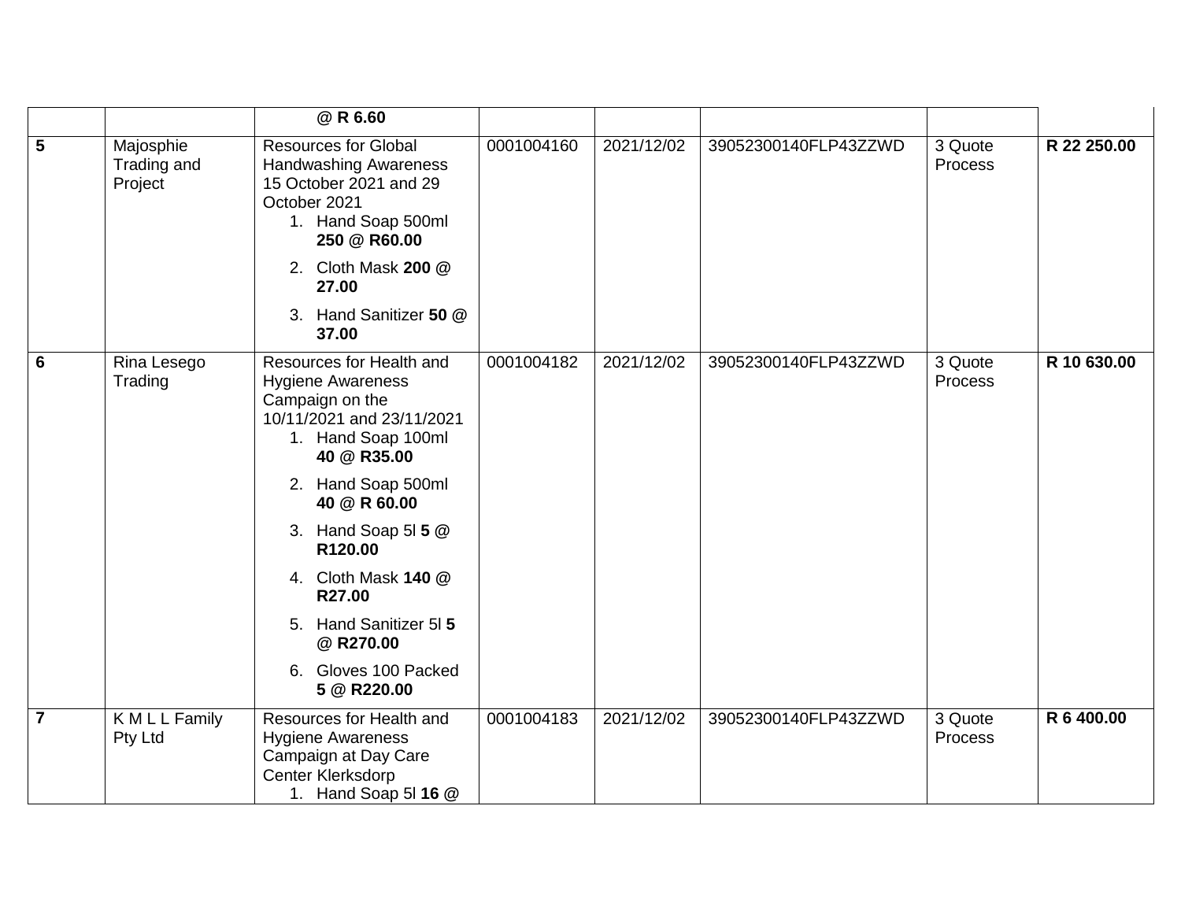| | | | | | | | |
|---|---|---|---|---|---|---|---|
| | | @ **R 6.60** | | | | | |
| **5** | Majosphie Trading and Project | Resources for Global Handwashing Awareness 15 October 2021 and 29 October 2021<br>1. Hand Soap 500ml **250** @ **R60.00**<br>2. Cloth Mask **200** @ **27.00**<br>3. Hand Sanitizer **50** @ **37.00** | 0001004160 | 2021/12/02 | 39052300140FLP43ZZWD | 3 Quote Process | **R 22 250.00** |
| **6** | Rina Lesego Trading | Resources for Health and Hygiene Awareness Campaign on the 10/11/2021 and 23/11/2021<br>1. Hand Soap 100ml **40** @ **R35.00**<br>2. Hand Soap 500ml **40** @ **R 60.00**<br>3. Hand Soap 5l **5** @ **R120.00**<br>4. Cloth Mask **140** @ **R27.00**<br>5. Hand Sanitizer 5l **5** @ **R270.00**<br>6. Gloves 100 Packed **5** @ **R220.00** | 0001004182 | 2021/12/02 | 39052300140FLP43ZZWD | 3 Quote Process | **R 10 630.00** |
| **7** | K M L L Family Pty Ltd | Resources for Health and Hygiene Awareness Campaign at Day Care Center Klerksdorp<br>1. Hand Soap 5l **16** @ | 0001004183 | 2021/12/02 | 39052300140FLP43ZZWD | 3 Quote Process | **R 6 400.00** |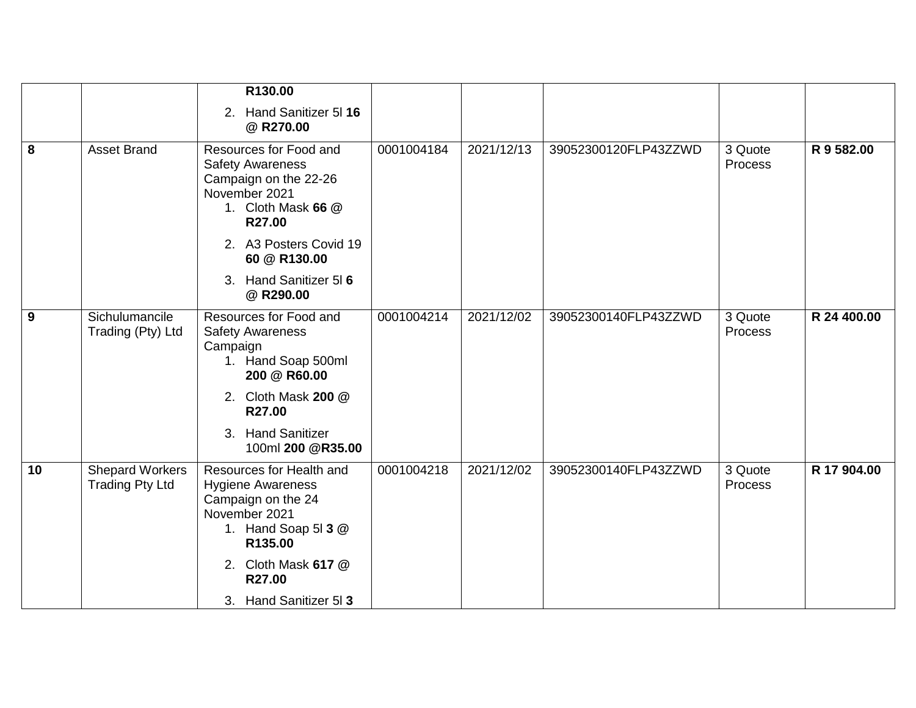| | | | | | | | |
|---|---|---|---|---|---|---|---|
| | | R130.00<br>2. Hand Sanitizer 5l **16** @ **R270.00** | | | | | |
| **8** | Asset Brand | Resources for Food and Safety Awareness Campaign on the 22-26 November 2021<br>1. Cloth Mask **66** @ **R27.00**<br>2. A3 Posters Covid 19 **60** @ **R130.00**<br>3. Hand Sanitizer 5l **6** @ **R290.00** | 0001004184 | 2021/12/13 | 39052300120FLP43ZZWD | 3 Quote Process | **R 9 582.00** |
| **9** | Sichulumancile Trading (Pty) Ltd | Resources for Food and Safety Awareness Campaign<br>1. Hand Soap 500ml **200** @ **R60.00**<br>2. Cloth Mask **200** @ **R27.00**<br>3. Hand Sanitizer 100ml **200** @**R35.00** | 0001004214 | 2021/12/02 | 39052300140FLP43ZZWD | 3 Quote Process | **R 24 400.00** |
| **10** | Shepard Workers Trading Pty Ltd | Resources for Health and Hygiene Awareness Campaign on the 24 November 2021<br>1. Hand Soap 5l **3** @ **R135.00**<br>2. Cloth Mask **617** @ **R27.00**<br>3. Hand Sanitizer 5l **3** | 0001004218 | 2021/12/02 | 39052300140FLP43ZZWD | 3 Quote Process | **R 17 904.00** |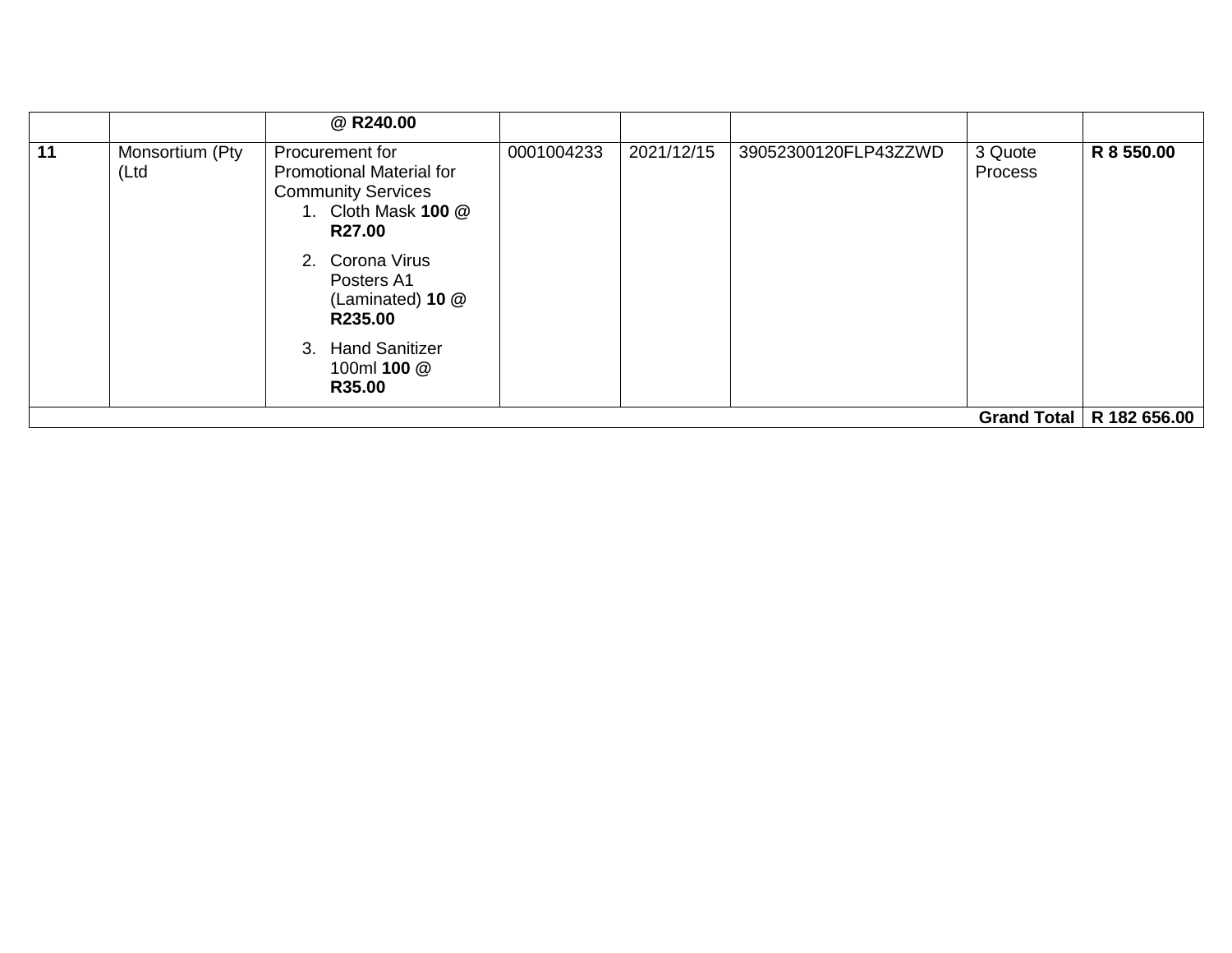| | | | | | | | |
|---|---|---|---|---|---|---|---|
| | | @ **R240.00** | | | | | |
| **11** | Monsortium (Pty (Ltd | Procurement for Promotional Material for Community Services<br>1. Cloth Mask **100** @ **R27.00**<br>2. Corona Virus Posters A1 (Laminated) **10** @ **R235.00**<br>3. Hand Sanitizer 100ml **100** @ **R35.00** | 0001004233 | 2021/12/15 | 39052300120FLP43ZZWD | 3 Quote Process | **R 8 550.00** |
| | | | | | | **Grand Total** | **R 182 656.00** |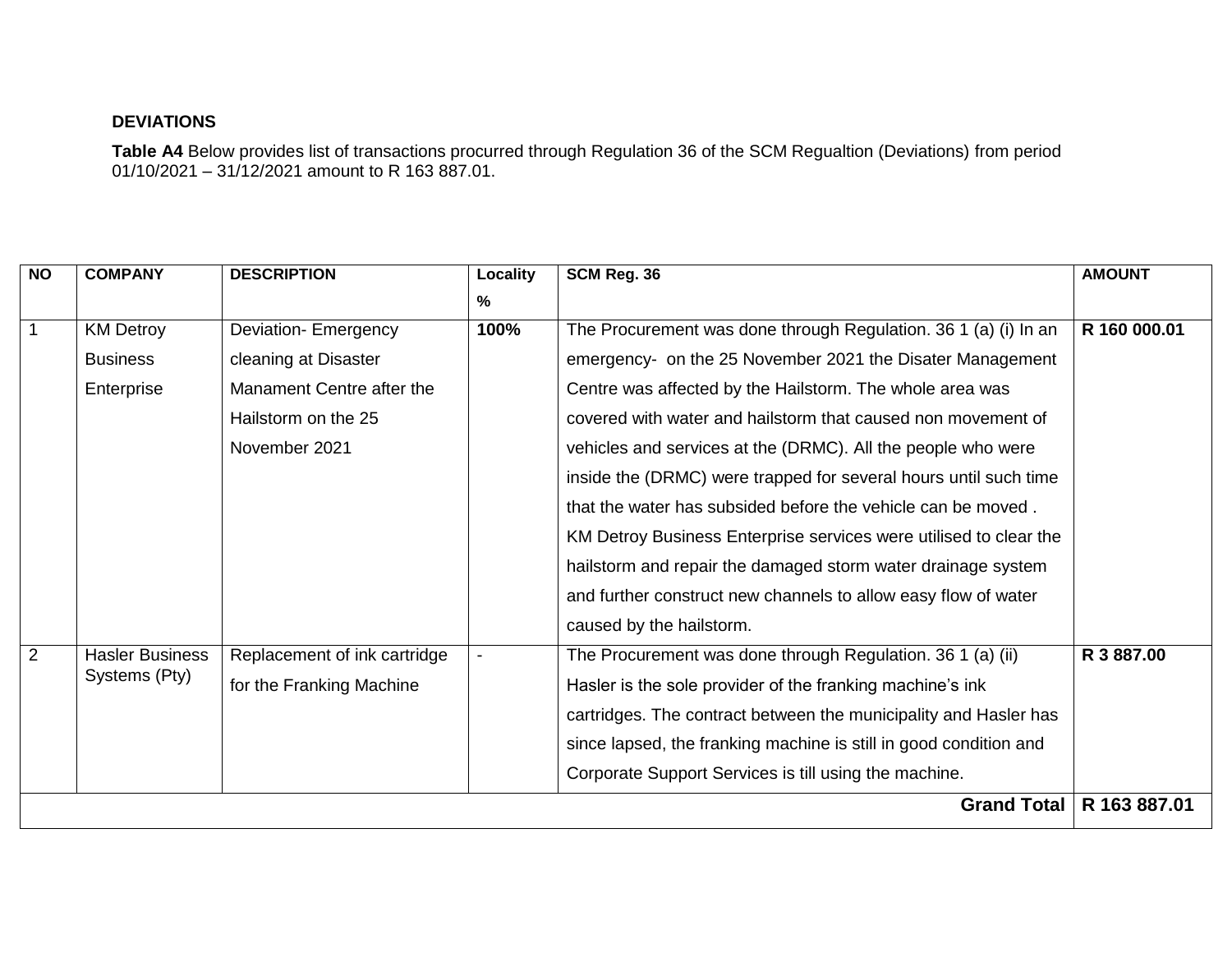**DEVIATIONS**

**Table A4** Below provides list of transactions procurred through Regulation 36 of the SCM Regualtion (Deviations) from period 01/10/2021 – 31/12/2021 amount to R 163 887.01.

| NO | COMPANY | DESCRIPTION | Locality % | SCM Reg. 36 | AMOUNT |
|---|---|---|---|---|---|
| 1 | KM Detroy Business Enterprise | Deviation- Emergency cleaning at Disaster Manament Centre after the Hailstorm on the 25 November 2021 | **100%** | The Procurement was done through Regulation. 36 1 (a) (i) In an emergency- on the 25 November 2021 the Disater Management Centre was affected by the Hailstorm. The whole area was covered with water and hailstorm that caused non movement of vehicles and services at the (DRMC). All the people who were inside the (DRMC) were trapped for several hours until such time that the water has subsided before the vehicle can be moved . KM Detroy Business Enterprise services were utilised to clear the hailstorm and repair the damaged storm water drainage system and further construct new channels to allow easy flow of water caused by the hailstorm. | **R 160 000.01** |
| 2 | Hasler Business Systems (Pty) | Replacement of ink cartridge for the Franking Machine | - | The Procurement was done through Regulation. 36 1 (a) (ii) Hasler is the sole provider of the franking machine's ink cartridges. The contract between the municipality and Hasler has since lapsed, the franking machine is still in good condition and Corporate Support Services is till using the machine. | **R 3 887.00** |
| | | | | **Grand Total** | **R 163 887.01** |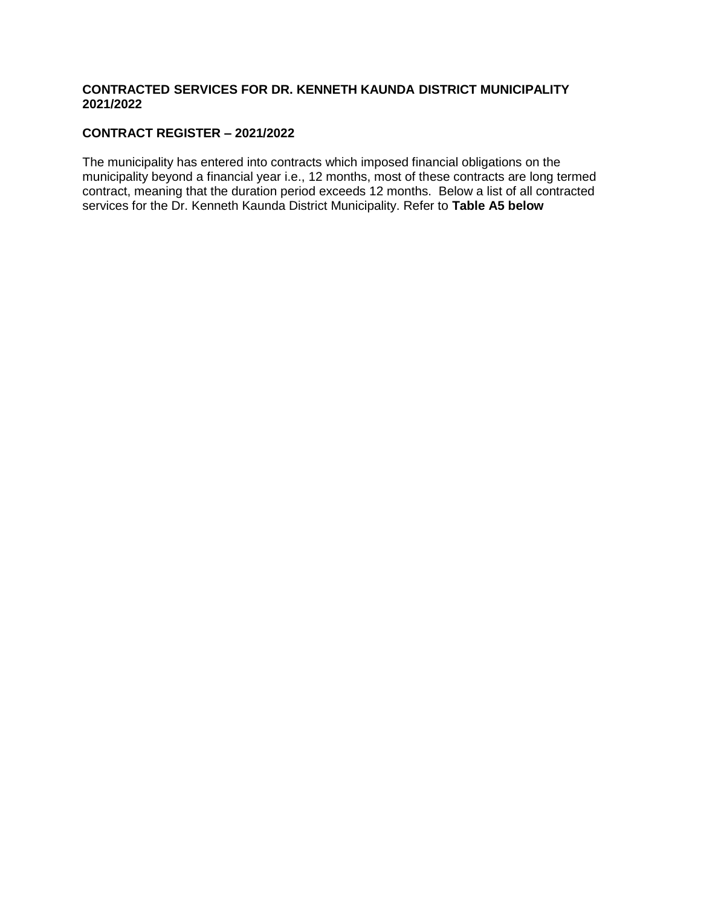**CONTRACTED SERVICES FOR DR. KENNETH KAUNDA DISTRICT MUNICIPALITY 2021/2022**

**CONTRACT REGISTER – 2021/2022**

The municipality has entered into contracts which imposed financial obligations on the municipality beyond a financial year i.e., 12 months, most of these contracts are long termed contract, meaning that the duration period exceeds 12 months. Below a list of all contracted services for the Dr. Kenneth Kaunda District Municipality. Refer to **Table A5 below**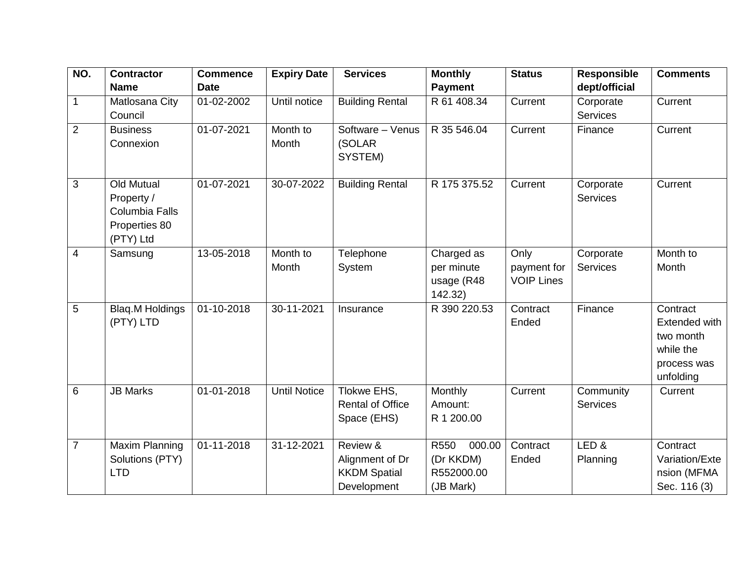| NO. | Contractor Name | Commence Date | Expiry Date | Services | Monthly Payment | Status | Responsible dept/official | Comments |
|---|---|---|---|---|---|---|---|---|
| 1 | Matlosana City Council | 01-02-2002 | Until notice | Building Rental | R 61 408.34 | Current | Corporate Services | Current |
| 2 | Business Connexion | 01-07-2021 | Month to Month | Software – Venus (SOLAR SYSTEM) | R 35 546.04 | Current | Finance | Current |
| 3 | Old Mutual Property / Columbia Falls Properties 80 (PTY) Ltd | 01-07-2021 | 30-07-2022 | Building Rental | R 175 375.52 | Current | Corporate Services | Current |
| 4 | Samsung | 13-05-2018 | Month to Month | Telephone System | Charged as per minute usage (R48 142.32) | Only payment for VOIP Lines | Corporate Services | Month to Month |
| 5 | Blaq.M Holdings (PTY) LTD | 01-10-2018 | 30-11-2021 | Insurance | R 390 220.53 | Contract Ended | Finance | Contract Extended with two month while the process was unfolding |
| 6 | JB Marks | 01-01-2018 | Until Notice | Tlokwe EHS, Rental of Office Space (EHS) | Monthly Amount: R 1 200.00 | Current | Community Services | Current |
| 7 | Maxim Planning Solutions (PTY) LTD | 01-11-2018 | 31-12-2021 | Review & Alignment of Dr KKDM Spatial Development | R550 000.00 (Dr KKDM) R552000.00 (JB Mark) | Contract Ended | LED & Planning | Contract Variation/Extension (MFMA Sec. 116 (3) |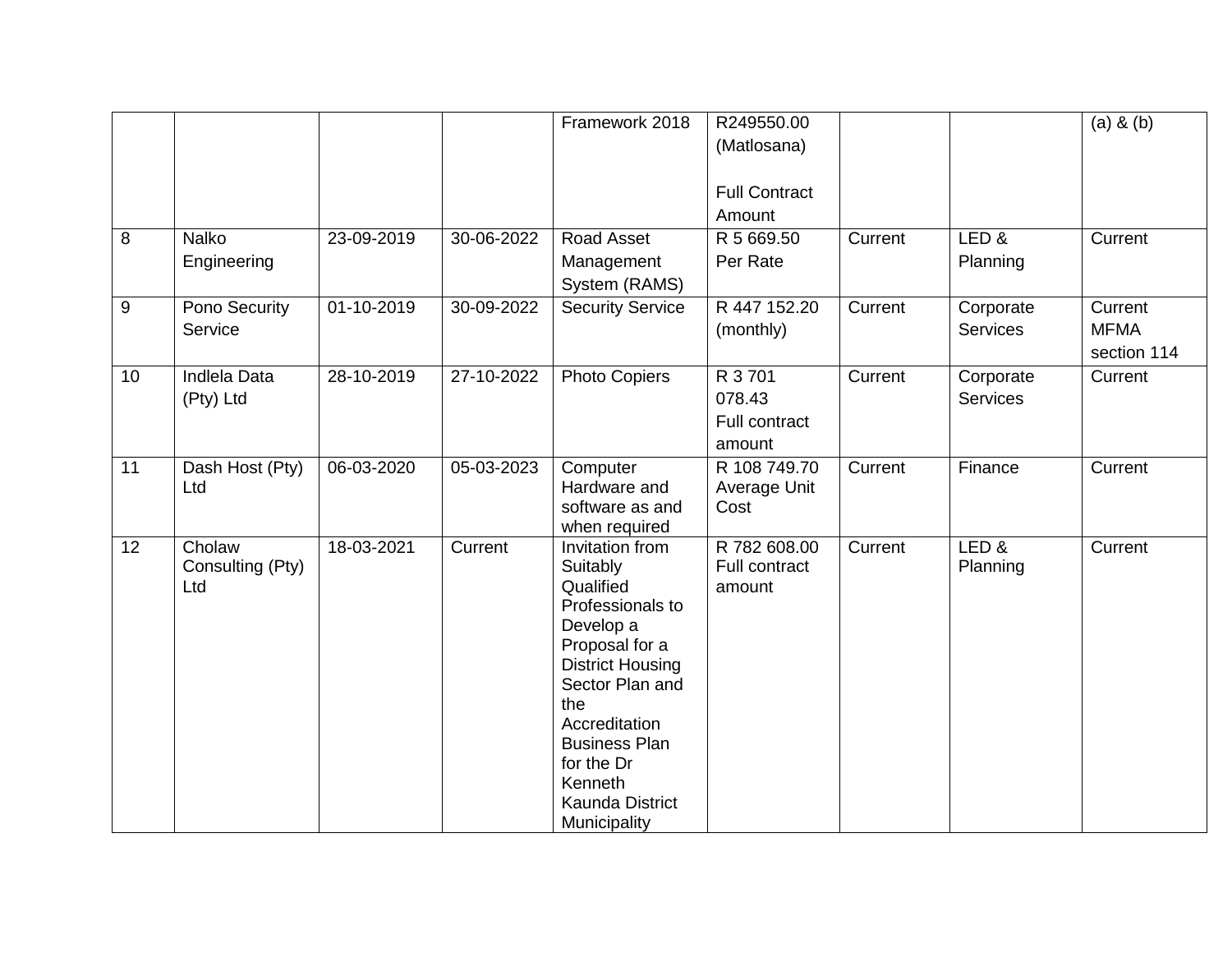| | | | | | | | | |
|---|---|---|---|---|---|---|---|---|
| | | | | Framework 2018 | R249550.00 (Matlosana)<br><br>Full Contract Amount | | | (a) & (b) |
| 8 | Nalko Engineering | 23-09-2019 | 30-06-2022 | Road Asset Management System (RAMS) | R 5 669.50 Per Rate | Current | LED & Planning | Current |
| 9 | Pono Security Service | 01-10-2019 | 30-09-2022 | Security Service | R 447 152.20 (monthly) | Current | Corporate Services | Current MFMA section 114 |
| 10 | Indlela Data (Pty) Ltd | 28-10-2019 | 27-10-2022 | Photo Copiers | R 3 701 078.43 Full contract amount | Current | Corporate Services | Current |
| 11 | Dash Host (Pty) Ltd | 06-03-2020 | 05-03-2023 | Computer Hardware and software as and when required | R 108 749.70 Average Unit Cost | Current | Finance | Current |
| 12 | Cholaw Consulting (Pty) Ltd | 18-03-2021 | Current | Invitation from Suitably Qualified Professionals to Develop a Proposal for a District Housing Sector Plan and the Accreditation Business Plan for the Dr Kenneth Kaunda District Municipality | R 782 608.00 Full contract amount | Current | LED & Planning | Current |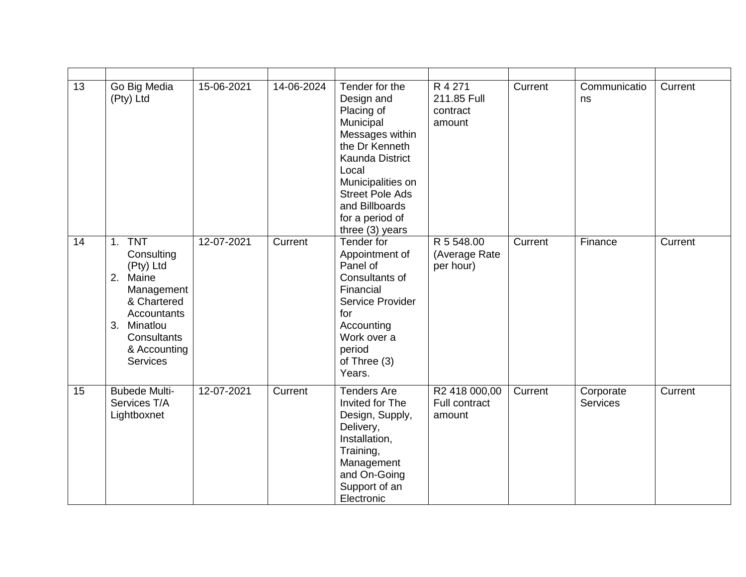| | | | | | | | | |
|---|---|---|---|---|---|---|---|---|
| 13 | Go Big Media (Pty) Ltd | 15-06-2021 | 14-06-2024 | Tender for the Design and Placing of Municipal Messages within the Dr Kenneth Kaunda District Local Municipalities on Street Pole Ads and Billboards for a period of three (3) years | R 4 271 211.85 Full contract amount | Current | Communications | Current |
| 14 | 1. TNT Consulting (Pty) Ltd<br>2. Maine Management & Chartered Accountants<br>3. Minatlou Consultants & Accounting Services | 12-07-2021 | Current | Tender for Appointment of Panel of Consultants of Financial Service Provider for Accounting Work over a period of Three (3) Years. | R 5 548.00 (Average Rate per hour) | Current | Finance | Current |
| 15 | Bubede Multi-Services T/A Lightboxnet | 12-07-2021 | Current | Tenders Are Invited for The Design, Supply, Delivery, Installation, Training, Management and On-Going Support of an Electronic | R2 418 000,00 Full contract amount | Current | Corporate Services | Current |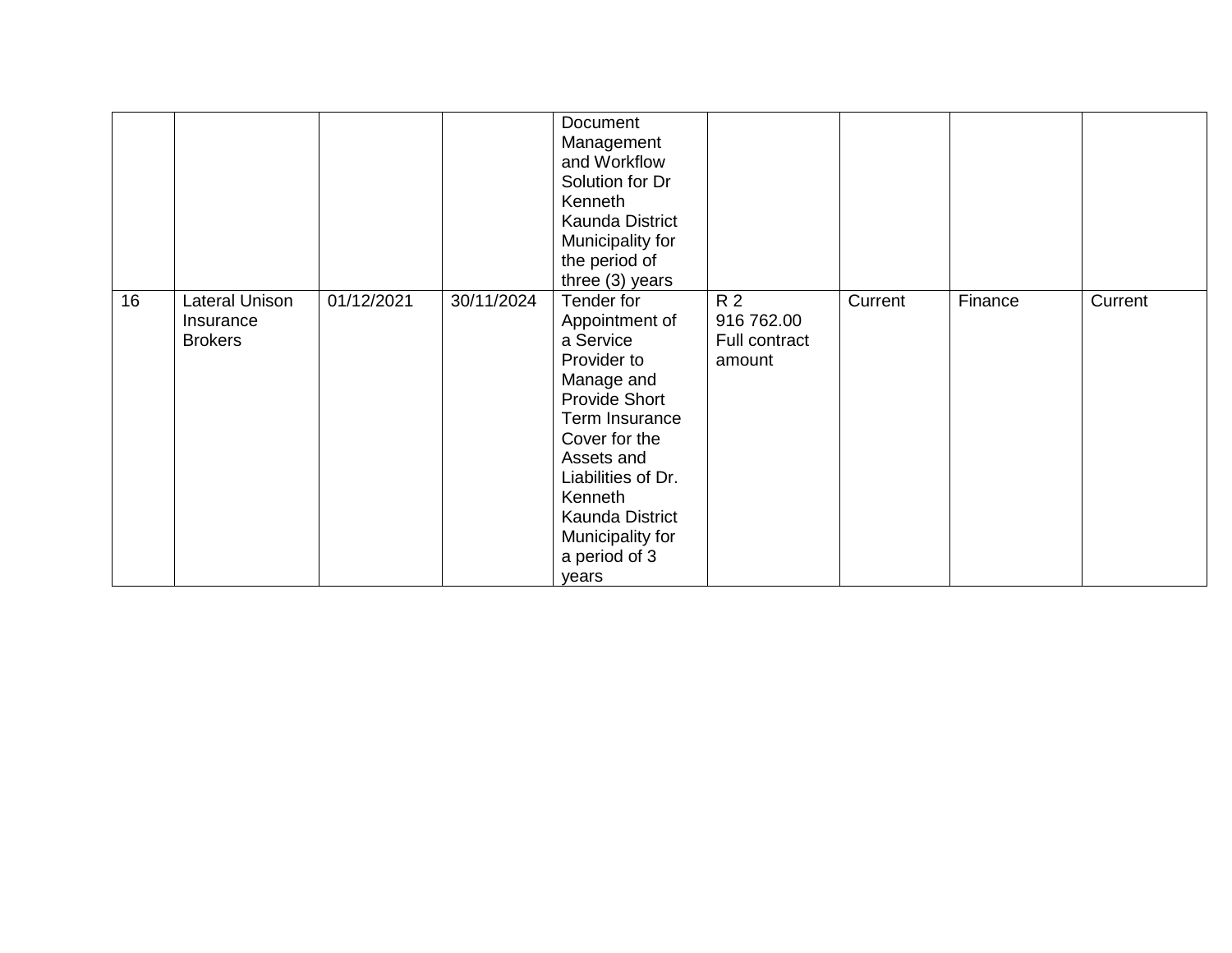| | | | | | | | | |
|---|---|---|---|---|---|---|---|---|
| | | | | Document Management and Workflow Solution for Dr Kenneth Kaunda District Municipality for the period of three (3) years | | | | |
| 16 | Lateral Unison Insurance Brokers | 01/12/2021 | 30/11/2024 | Tender for Appointment of a Service Provider to Manage and Provide Short Term Insurance Cover for the Assets and Liabilities of Dr. Kenneth Kaunda District Municipality for a period of 3 years | R 2 916 762.00 Full contract amount | Current | Finance | Current |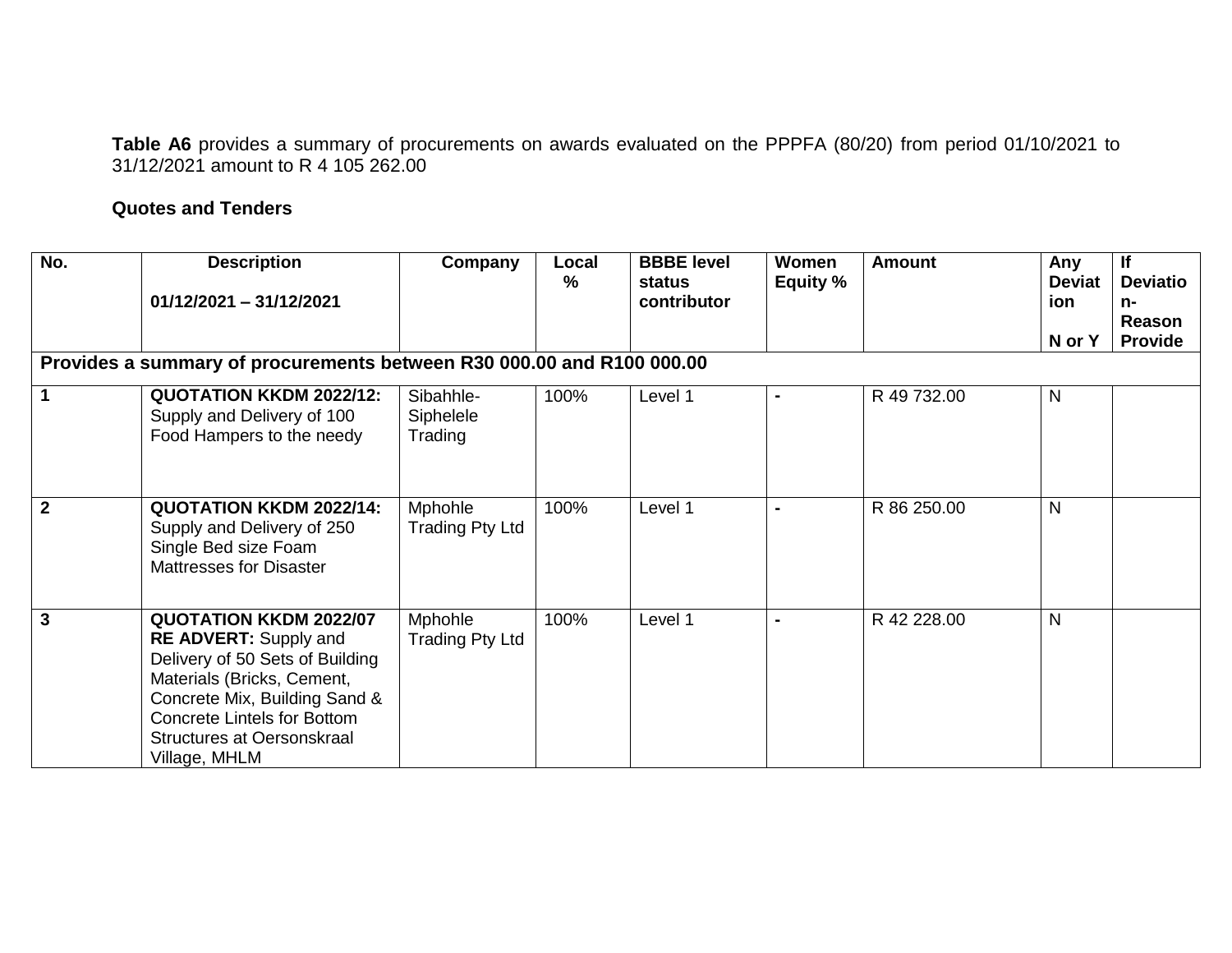**Table A6** provides a summary of procurements on awards evaluated on the PPPFA (80/20) from period 01/10/2021 to 31/12/2021 amount to R 4 105 262.00

**Quotes and Tenders**

| No. | Description<br><br>01/12/2021 – 31/12/2021 | Company | Local % | BBBE level status contributor | Women Equity % | Amount | Any Deviation<br><br>N or Y | If Deviation-Reason Provide |
|---|---|---|---|---|---|---|---|---|
| **Provides a summary of procurements between R30 000.00 and R100 000.00** | | | | | | | | |
| **1** | **QUOTATION KKDM 2022/12:** Supply and Delivery of 100 Food Hampers to the needy | Sibahhle-Siphelele Trading | 100% | Level 1 | - | R 49 732.00 | N | |
| **2** | **QUOTATION KKDM 2022/14:** Supply and Delivery of 250 Single Bed size Foam Mattresses for Disaster | Mphohle Trading Pty Ltd | 100% | Level 1 | - | R 86 250.00 | N | |
| **3** | **QUOTATION KKDM 2022/07 RE ADVERT:** Supply and Delivery of 50 Sets of Building Materials (Bricks, Cement, Concrete Mix, Building Sand & Concrete Lintels for Bottom Structures at Oersonskraal Village, MHLM | Mphohle Trading Pty Ltd | 100% | Level 1 | - | R 42 228.00 | N | |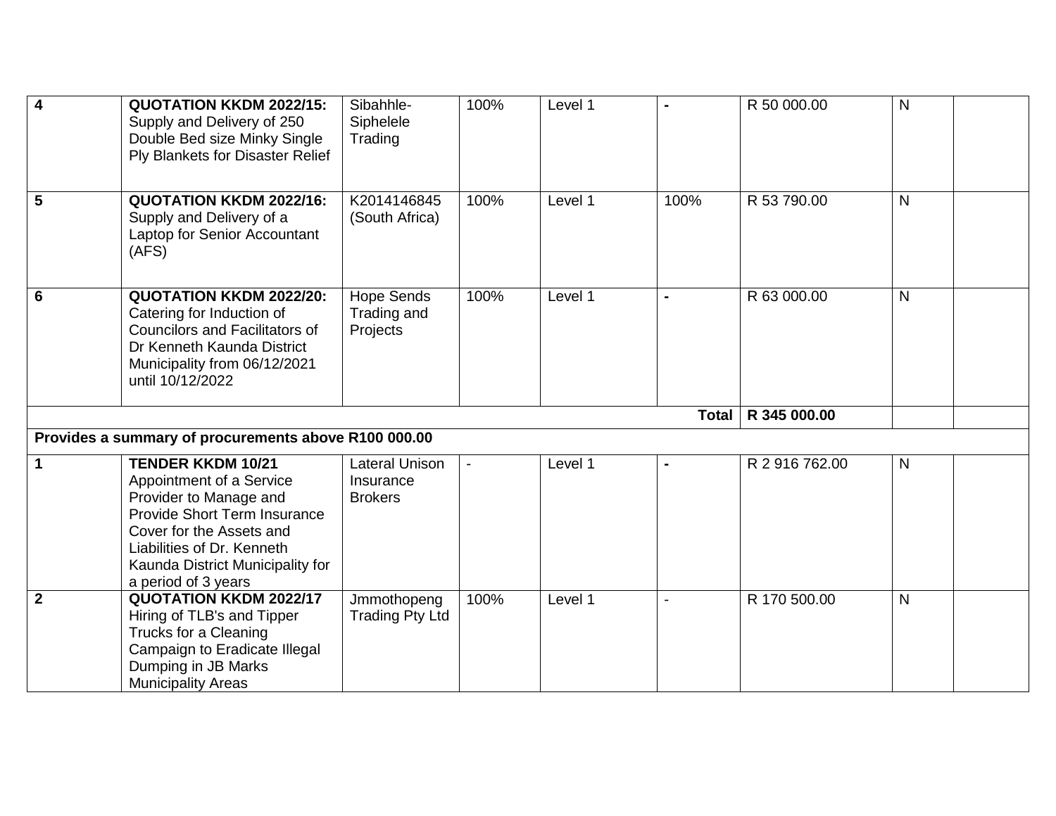| | | | | | | | | |
|---|---|---|---|---|---|---|---|---|
| **4** | **QUOTATION KKDM 2022/15:** Supply and Delivery of 250 Double Bed size Minky Single Ply Blankets for Disaster Relief | Sibahhle-Siphelele Trading | 100% | Level 1 | **-** | R 50 000.00 | N | |
| **5** | **QUOTATION KKDM 2022/16:** Supply and Delivery of a Laptop for Senior Accountant (AFS) | K2014146845 (South Africa) | 100% | Level 1 | 100% | R 53 790.00 | N | |
| **6** | **QUOTATION KKDM 2022/20:** Catering for Induction of Councilors and Facilitators of Dr Kenneth Kaunda District Municipality from 06/12/2021 until 10/12/2022 | Hope Sends Trading and Projects | 100% | Level 1 | **-** | R 63 000.00 | N | |
| | | | | | **Total** | **R 345 000.00** | | |
| **Provides a summary of procurements above R100 000.00** | | | | | | | | |
| **1** | **TENDER KKDM 10/21** Appointment of a Service Provider to Manage and Provide Short Term Insurance Cover for the Assets and Liabilities of Dr. Kenneth Kaunda District Municipality for a period of 3 years | Lateral Unison Insurance Brokers | - | Level 1 | **-** | R 2 916 762.00 | N | |
| **2** | **QUOTATION KKDM 2022/17** Hiring of TLB's and Tipper Trucks for a Cleaning Campaign to Eradicate Illegal Dumping in JB Marks Municipality Areas | Jmmothopeng Trading Pty Ltd | 100% | Level 1 | - | R 170 500.00 | N | |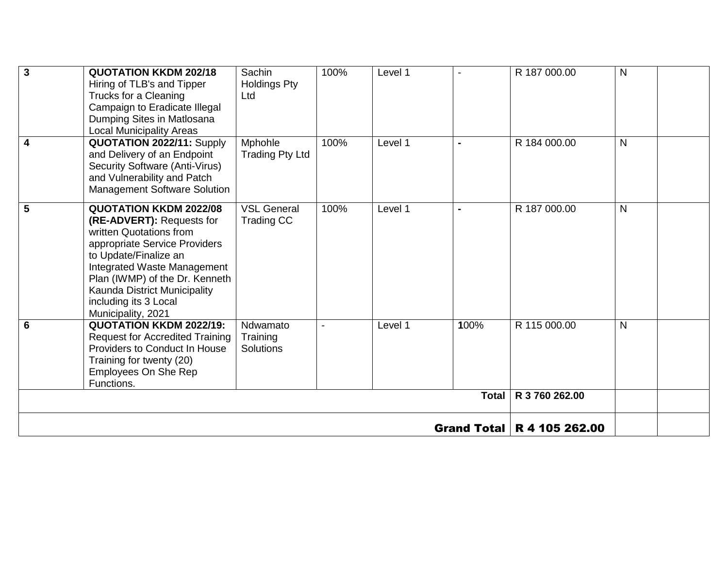| | | | | | | | | |
|---|---|---|---|---|---|---|---|---|
| **3** | **QUOTATION KKDM 202/18** Hiring of TLB's and Tipper Trucks for a Cleaning Campaign to Eradicate Illegal Dumping Sites in Matlosana Local Municipality Areas | Sachin Holdings Pty Ltd | 100% | Level 1 | - | R 187 000.00 | N | |
| **4** | **QUOTATION 2022/11:** Supply and Delivery of an Endpoint Security Software (Anti-Virus) and Vulnerability and Patch Management Software Solution | Mphohle Trading Pty Ltd | 100% | Level 1 | **-** | R 184 000.00 | N | |
| **5** | **QUOTATION KKDM 2022/08 (RE-ADVERT):** Requests for written Quotations from appropriate Service Providers to Update/Finalize an Integrated Waste Management Plan (IWMP) of the Dr. Kenneth Kaunda District Municipality including its 3 Local Municipality, 2021 | VSL General Trading CC | 100% | Level 1 | **-** | R 187 000.00 | N | |
| **6** | **QUOTATION KKDM 2022/19:** Request for Accredited Training Providers to Conduct In House Training for twenty (20) Employees On She Rep Functions. | Ndwamato Training Solutions | - | Level 1 | **1**00% | R 115 000.00 | N | |
| | | | | | **Total** | **R 3 760 262.00** | | |
| | | | | | **Grand Total** | **R 4 105 262.00** | | |